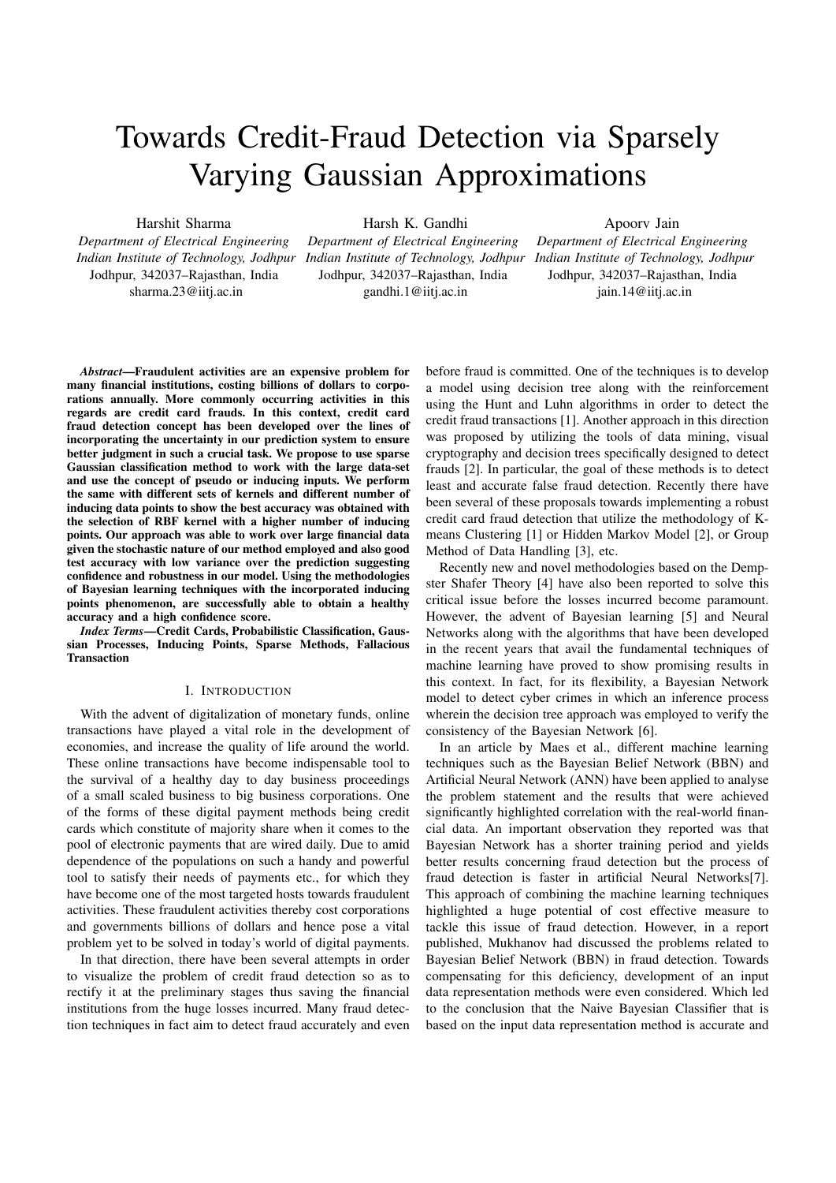# Towards Credit-Fraud Detection via Sparsely Varying Gaussian Approximations

Harshit Sharma
*Department of Electrical Engineering*
*Indian Institute of Technology, Jodhpur*
Jodhpur, 342037–Rajasthan, India
sharma.23@iitj.ac.in

Harsh K. Gandhi
*Department of Electrical Engineering*
*Indian Institute of Technology, Jodhpur*
Jodhpur, 342037–Rajasthan, India
gandhi.1@iitj.ac.in

Apoorv Jain
*Department of Electrical Engineering*
*Indian Institute of Technology, Jodhpur*
Jodhpur, 342037–Rajasthan, India
jain.14@iitj.ac.in

***Abstract*—Fraudulent activities are an expensive problem for many financial institutions, costing billions of dollars to corporations annually. More commonly occurring activities in this regards are credit card frauds. In this context, credit card fraud detection concept has been developed over the lines of incorporating the uncertainty in our prediction system to ensure better judgment in such a crucial task. We propose to use sparse Gaussian classification method to work with the large data-set and use the concept of pseudo or inducing inputs. We perform the same with different sets of kernels and different number of inducing data points to show the best accuracy was obtained with the selection of RBF kernel with a higher number of inducing points. Our approach was able to work over large financial data given the stochastic nature of our method employed and also good test accuracy with low variance over the prediction suggesting confidence and robustness in our model. Using the methodologies of Bayesian learning techniques with the incorporated inducing points phenomenon, are successfully able to obtain a healthy accuracy and a high confidence score.**

***Index Terms*—Credit Cards, Probabilistic Classification, Gaussian Processes, Inducing Points, Sparse Methods, Fallacious Transaction**

## I. Introduction

With the advent of digitalization of monetary funds, online transactions have played a vital role in the development of economies, and increase the quality of life around the world. These online transactions have become indispensable tool to the survival of a healthy day to day business proceedings of a small scaled business to big business corporations. One of the forms of these digital payment methods being credit cards which constitute of majority share when it comes to the pool of electronic payments that are wired daily. Due to amid dependence of the populations on such a handy and powerful tool to satisfy their needs of payments etc., for which they have become one of the most targeted hosts towards fraudulent activities. These fraudulent activities thereby cost corporations and governments billions of dollars and hence pose a vital problem yet to be solved in today's world of digital payments.

In that direction, there have been several attempts in order to visualize the problem of credit fraud detection so as to rectify it at the preliminary stages thus saving the financial institutions from the huge losses incurred. Many fraud detection techniques in fact aim to detect fraud accurately and even before fraud is committed. One of the techniques is to develop a model using decision tree along with the reinforcement using the Hunt and Luhn algorithms in order to detect the credit fraud transactions [1]. Another approach in this direction was proposed by utilizing the tools of data mining, visual cryptography and decision trees specifically designed to detect frauds [2]. In particular, the goal of these methods is to detect least and accurate false fraud detection. Recently there have been several of these proposals towards implementing a robust credit card fraud detection that utilize the methodology of K-means Clustering [1] or Hidden Markov Model [2], or Group Method of Data Handling [3], etc.

Recently new and novel methodologies based on the Dempster Shafer Theory [4] have also been reported to solve this critical issue before the losses incurred become paramount. However, the advent of Bayesian learning [5] and Neural Networks along with the algorithms that have been developed in the recent years that avail the fundamental techniques of machine learning have proved to show promising results in this context. In fact, for its flexibility, a Bayesian Network model to detect cyber crimes in which an inference process wherein the decision tree approach was employed to verify the consistency of the Bayesian Network [6].

In an article by Maes et al., different machine learning techniques such as the Bayesian Belief Network (BBN) and Artificial Neural Network (ANN) have been applied to analyse the problem statement and the results that were achieved significantly highlighted correlation with the real-world financial data. An important observation they reported was that Bayesian Network has a shorter training period and yields better results concerning fraud detection but the process of fraud detection is faster in artificial Neural Networks[7]. This approach of combining the machine learning techniques highlighted a huge potential of cost effective measure to tackle this issue of fraud detection. However, in a report published, Mukhanov had discussed the problems related to Bayesian Belief Network (BBN) in fraud detection. Towards compensating for this deficiency, development of an input data representation methods were even considered. Which led to the conclusion that the Naive Bayesian Classifier that is based on the input data representation method is accurate and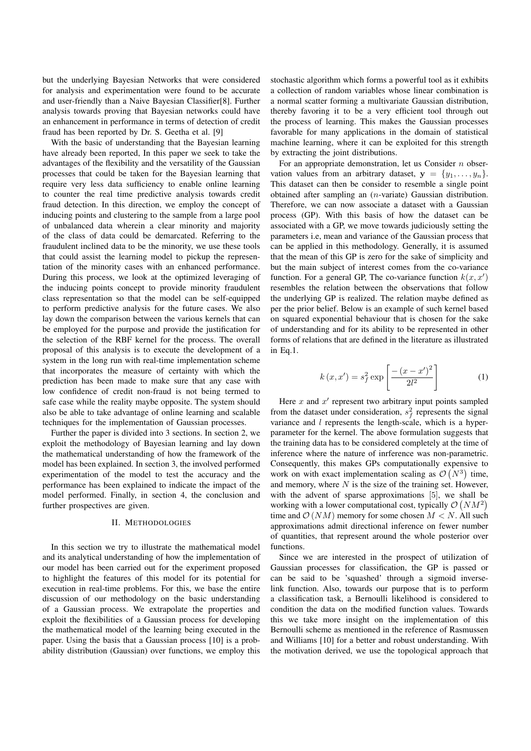but the underlying Bayesian Networks that were considered for analysis and experimentation were found to be accurate and user-friendly than a Naive Bayesian Classifier[8]. Further analysis towards proving that Bayesian networks could have an enhancement in performance in terms of detection of credit fraud has been reported by Dr. S. Geetha et al. [9]

With the basic of understanding that the Bayesian learning have already been reported, In this paper we seek to take the advantages of the flexibility and the versatility of the Gaussian processes that could be taken for the Bayesian learning that require very less data sufficiency to enable online learning to counter the real time predictive analysis towards credit fraud detection. In this direction, we employ the concept of inducing points and clustering to the sample from a large pool of unbalanced data wherein a clear minority and majority of the class of data could be demarcated. Referring to the fraudulent inclined data to be the minority, we use these tools that could assist the learning model to pickup the representation of the minority cases with an enhanced performance. During this process, we look at the optimized leveraging of the inducing points concept to provide minority fraudulent class representation so that the model can be self-equipped to perform predictive analysis for the future cases. We also lay down the comparison between the various kernels that can be employed for the purpose and provide the justification for the selection of the RBF kernel for the process. The overall proposal of this analysis is to execute the development of a system in the long run with real-time implementation scheme that incorporates the measure of certainty with which the prediction has been made to make sure that any case with low confidence of credit non-fraud is not being termed to safe case while the reality maybe opposite. The system should also be able to take advantage of online learning and scalable techniques for the implementation of Gaussian processes.

Further the paper is divided into 3 sections. In section 2, we exploit the methodology of Bayesian learning and lay down the mathematical understanding of how the framework of the model has been explained. In section 3, the involved performed experimentation of the model to test the accuracy and the performance has been explained to indicate the impact of the model performed. Finally, in section 4, the conclusion and further prospectives are given.

## II. Methodologies

In this section we try to illustrate the mathematical model and its analytical understanding of how the implementation of our model has been carried out for the experiment proposed to highlight the features of this model for its potential for execution in real-time problems. For this, we base the entire discussion of our methodology on the basic understanding of a Gaussian process. We extrapolate the properties and exploit the flexibilities of a Gaussian process for developing the mathematical model of the learning being executed in the paper. Using the basis that a Gaussian process [10] is a probability distribution (Gaussian) over functions, we employ this stochastic algorithm which forms a powerful tool as it exhibits a collection of random variables whose linear combination is a normal scatter forming a multivariate Gaussian distribution, thereby favoring it to be a very efficient tool through out the process of learning. This makes the Gaussian processes favorable for many applications in the domain of statistical machine learning, where it can be exploited for this strength by extracting the joint distributions.

For an appropriate demonstration, let us Consider $n$ observation values from an arbitrary dataset, $\mathbf{y} = \{y_1, \ldots, y_n\}$. This dataset can then be consider to resemble a single point obtained after sampling an ($n$-variate) Gaussian distribution. Therefore, we can now associate a dataset with a Gaussian process (GP). With this basis of how the dataset can be associated with a GP, we move towards judiciously setting the parameters i.e, mean and variance of the Gaussian process that can be applied in this methodology. Generally, it is assumed that the mean of this GP is zero for the sake of simplicity and but the main subject of interest comes from the co-variance function. For a general GP, The co-variance function $k(x, x')$ resembles the relation between the observations that follow the underlying GP is realized. The relation maybe defined as per the prior belief. Below is an example of such kernel based on squared exponential behaviour that is chosen for the sake of understanding and for its ability to be represented in other forms of relations that are defined in the literature as illustrated in Eq.1.

$$k\left(x, x'\right) = s_f^2 \exp\left[\frac{-\left(x - x'\right)^2}{2l^2}\right] \tag{1}$$

Here $x$ and $x'$ represent two arbitrary input points sampled from the dataset under consideration, $s_f^2$ represents the signal variance and $l$ represents the length-scale, which is a hyperparameter for the kernel. The above formulation suggests that the training data has to be considered completely at the time of inference where the nature of inrference was non-parametric. Consequently, this makes GPs computationally expensive to work on with exact implementation scaling as $\mathcal{O}\left(N^3\right)$ time, and memory, where $N$ is the size of the training set. However, with the advent of sparse approximations [5], we shall be working with a lower computational cost, typically $\mathcal{O}\left(NM^2\right)$ time and $\mathcal{O}\left(NM\right)$ memory for some chosen $M < N$. All such approximations admit directional inference on fewer number of quantities, that represent around the whole posterior over functions.

Since we are interested in the prospect of utilization of Gaussian processes for classification, the GP is passed or can be said to be 'squashed' through a sigmoid inverse-link function. Also, towards our purpose that is to perform a classification task, a Bernoulli likelihood is considered to condition the data on the modified function values. Towards this we take more insight on the implementation of this Bernoulli scheme as mentioned in the reference of Rasmussen and Williams [10] for a better and robust understanding. With the motivation derived, we use the topological approach that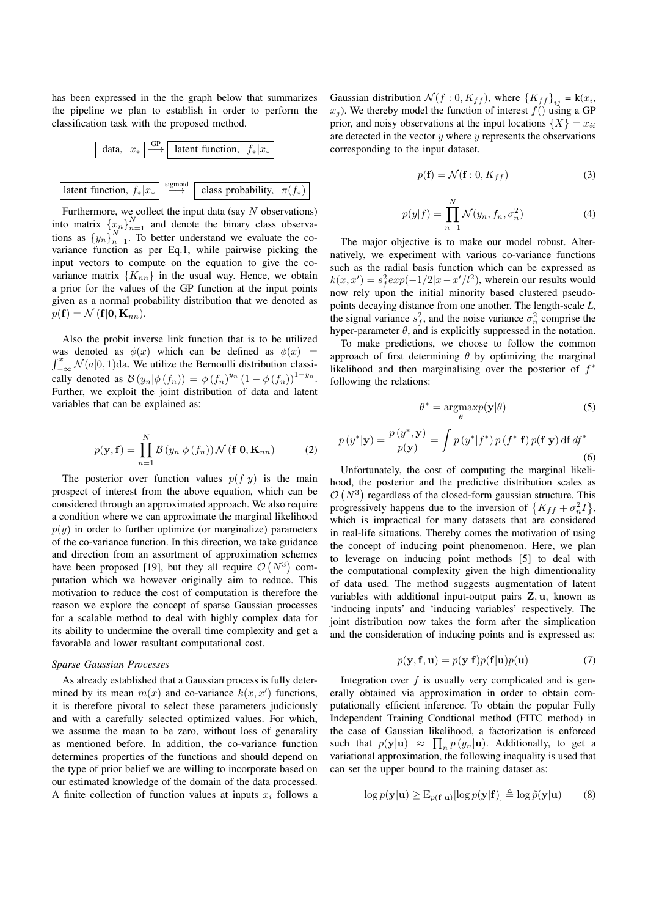has been expressed in the the graph below that summarizes the pipeline we plan to establish in order to perform the classification task with the proposed method.

$$\boxed{\text{data}, \ x_*} \xrightarrow{\text{GP}} \boxed{\text{latent function}, \ f_*|x_*}$$

$$\boxed{\text{latent function}, \ f_*|x_*} \xrightarrow{\text{sigmoid}} \boxed{\text{class probability}, \ \pi(f_*)}$$

Furthermore, we collect the input data (say $N$ observations) into matrix $\{x_n\}_{n=1}^N$ and denote the binary class observations as $\{y_n\}_{n=1}^N$. To better understand we evaluate the co-variance function as per Eq.1, while pairwise picking the input vectors to compute on the equation to give the co-variance matrix $\{K_{nn}\}$ in the usual way. Hence, we obtain a prior for the values of the GP function at the input points given as a normal probability distribution that we denoted as $p(\mathbf{f}) = \mathcal{N}(\mathbf{f}|\mathbf{0}, \mathbf{K}_{nn})$.

Also the probit inverse link function that is to be utilized was denoted as $\phi(x)$ which can be defined as $\phi(x) = \int_{-\infty}^{x} \mathcal{N}(a|0,1)\mathrm{da}$. We utilize the Bernoulli distribution classically denoted as $\mathcal{B}(y_n|\phi(f_n)) = \phi(f_n)^{y_n}(1-\phi(f_n))^{1-y_n}$. Further, we exploit the joint distribution of data and latent variables that can be explained as:

$$p(\mathbf{y}, \mathbf{f}) = \prod_{n=1}^{N} \mathcal{B}(y_n|\phi(f_n)) \mathcal{N}(\mathbf{f}|\mathbf{0}, \mathbf{K}_{nn}) \tag{2}$$

The posterior over function values $p(f|y)$ is the main prospect of interest from the above equation, which can be considered through an approximated approach. We also require a condition where we can approximate the marginal likelihood $p(y)$ in order to further optimize (or marginalize) parameters of the co-variance function. In this direction, we take guidance and direction from an assortment of approximation schemes have been proposed [19], but they all require $\mathcal{O}(N^3)$ computation which we however originally aim to reduce. This motivation to reduce the cost of computation is therefore the reason we explore the concept of sparse Gaussian processes for a scalable method to deal with highly complex data for its ability to undermine the overall time complexity and get a favorable and lower resultant computational cost.

### *Sparse Gaussian Processes*

As already established that a Gaussian process is fully determined by its mean $m(x)$ and co-variance $k(x, x')$ functions, it is therefore pivotal to select these parameters judiciously and with a carefully selected optimized values. For which, we assume the mean to be zero, without loss of generality as mentioned before. In addition, the co-variance function determines properties of the functions and should depend on the type of prior belief we are willing to incorporate based on our estimated knowledge of the domain of the data processed. A finite collection of function values at inputs $x_i$ follows a Gaussian distribution $\mathcal{N}(f:0, K_{ff})$, where $\{K_{ff}\}_{ij}$ = k($x_i$, $x_j$). We thereby model the function of interest $f()$ using a GP prior, and noisy observations at the input locations $\{X\} = x_{ii}$ are detected in the vector $y$ where $y$ represents the observations corresponding to the input dataset.

$$p(\mathbf{f}) = \mathcal{N}(\mathbf{f}:0, K_{ff}) \tag{3}$$

$$p(y|f) = \prod_{n=1}^{N} \mathcal{N}(y_n, f_n, \sigma_n^2) \tag{4}$$

The major objective is to make our model robust. Alternatively, we experiment with various co-variance functions such as the radial basis function which can be expressed as $k(x, x') = s_f^2 exp(-1/2|x - x'/l^2)$, wherein our results would now rely upon the initial minority based clustered pseudo-points decaying distance from one another. The length-scale *L*, the signal variance $s_f^2$, and the noise variance $\sigma_n^2$ comprise the hyper-parameter $\theta$, and is explicitly suppressed in the notation.

To make predictions, we choose to follow the common approach of first determining $\theta$ by optimizing the marginal likelihood and then marginalising over the posterior of $f^*$ following the relations:

$$\theta^* = \underset{\theta}{\operatorname{argmax}} p(\mathbf{y}|\theta) \tag{5}$$

$$p(y^*|\mathbf{y}) = \frac{p(y^*, \mathbf{y})}{p(\mathbf{y})} = \int p(y^*|f^*) \, p(f^*|\mathbf{f}) \, p(\mathbf{f}|\mathbf{y}) \, \mathrm{d}f \, df^* \tag{6}$$

Unfortunately, the cost of computing the marginal likelihood, the posterior and the predictive distribution scales as $\mathcal{O}(N^3)$ regardless of the closed-form gaussian structure. This progressively happens due to the inversion of $\{K_{ff} + \sigma_n^2 I\}$, which is impractical for many datasets that are considered in real-life situations. Thereby comes the motivation of using the concept of inducing point phenomenon. Here, we plan to leverage on inducing point methods [5] to deal with the computational complexity given the high dimentionality of data used. The method suggests augmentation of latent variables with additional input-output pairs $\mathbf{Z}, \mathbf{u}$, known as 'inducing inputs' and 'inducing variables' respectively. The joint distribution now takes the form after the simplication and the consideration of inducing points and is expressed as:

$$p(\mathbf{y}, \mathbf{f}, \mathbf{u}) = p(\mathbf{y}|\mathbf{f})p(\mathbf{f}|\mathbf{u})p(\mathbf{u}) \tag{7}$$

Integration over $f$ is usually very complicated and is generally obtained via approximation in order to obtain computationally efficient inference. To obtain the popular Fully Independent Training Condtional method (FITC method) in the case of Gaussian likelihood, a factorization is enforced such that $p(\mathbf{y}|\mathbf{u}) \approx \prod_n p(y_n|\mathbf{u})$. Additionally, to get a variational approximation, the following inequality is used that can set the upper bound to the training dataset as:

$$\log p(\mathbf{y}|\mathbf{u}) \geq \mathbb{E}_{p(\mathbf{f}|\mathbf{u})}[\log p(\mathbf{y}|\mathbf{f})] \triangleq \log \tilde{p}(\mathbf{y}|\mathbf{u}) \tag{8}$$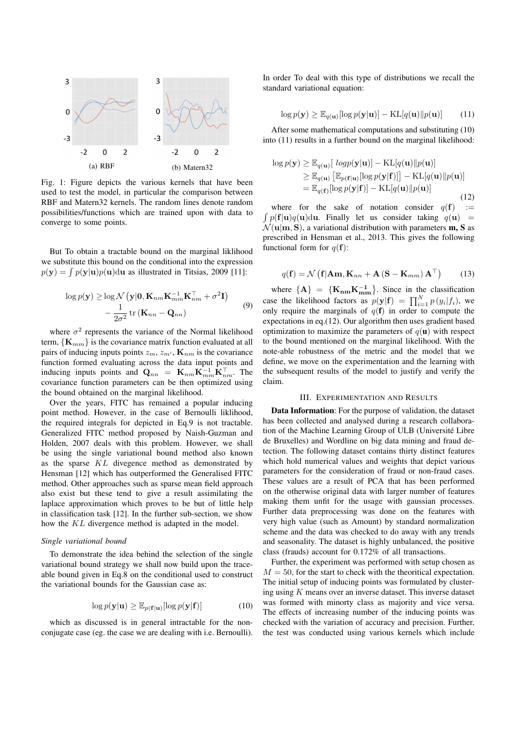(a) RBF

(b) Matern32

Fig. 1: Figure depicts the various kernels that have been used to test the model, in particular the comparison between RBF and Matern32 kernels. The random lines denote random possibilities/functions which are trained upon with data to converge to some points.

But To obtain a tractable bound on the marginal liklihood we substitute this bound on the conditional into the expression $p(\mathbf{y}) = \int p(\mathbf{y}|\mathbf{u})p(\mathbf{u})\mathrm{d}\mathbf{u}$ as illustrated in Titsias, 2009 [11]:

$$\log p(\mathbf{y}) \geq \log \mathcal{N}\left(\mathbf{y}|\mathbf{0}, \mathbf{K}_{nm}\mathbf{K}_{mm}^{-1}\mathbf{K}_{nm}^{\top} + \sigma^2\mathbf{I}\right) - \frac{1}{2\sigma^2}\operatorname{tr}\left(\mathbf{K}_{nn} - \mathbf{Q}_{nn}\right) \tag{9}$$

where $\sigma^2$ represents the variance of the Normal likelihood term, $\{\mathbf{K}_{mm}\}$ is the covariance matrix function evaluated at all pairs of inducing inputs points $z_m, z_{m'}$, $\mathbf{K}_{nm}$ is the covariance function formed evaluating across the data input points and inducing inputs points and $\mathbf{Q}_{nn} = \mathbf{K}_{nm}\mathbf{K}_{mm}^{-1}\mathbf{K}_{nm}^{\top}$. The covariance function parameters can be then optimized using the bound obtained on the marginal likelihood.

Over the years, FITC has remained a popular inducing point method. However, in the case of Bernoulli liklihood, the required integrals for depicted in Eq.9 is not tractable. Generalized FITC method proposed by Naish-Guzman and Holden, 2007 deals with this problem. However, we shall be using the single variational bound method also known as the sparse $KL$ divegence method as demonstrated by Hensman [12] which has outperformed the Generalised FITC method. Other approaches such as sparse mean field approach also exist but these tend to give a result assimilating the laplace approximation which proves to be but of little help in classification task [12]. In the further sub-section, we show how the $KL$ divergence method is adapted in the model.

*Single variational bound*

To demonstrate the idea behind the selection of the single variational bound strategy we shall now build upon the trace-able bound given in Eq.8 on the conditional used to construct the variational bounds for the Gaussian case as:

$$\log p(\mathbf{y}|\mathbf{u}) \geq \mathbb{E}_{p(\mathbf{f}|\mathbf{u})}[\log p(\mathbf{y}|\mathbf{f})] \tag{10}$$

which as discussed is in general intractable for the non-conjugate case (eg. the case we are dealing with i.e. Bernoulli). In order To deal with this type of distributions we recall the standard variational equation:

$$\log p(\mathbf{y}) \geq \mathbb{E}_{q(\mathbf{u})}[\log p(\mathbf{y}|\mathbf{u})] - \mathrm{KL}[q(\mathbf{u})\|p(\mathbf{u})] \tag{11}$$

After some mathematical computations and substituting (10) into (11) results in a further bound on the marginal likelihood:

$$\begin{aligned}\log p(\mathbf{y}) &\geq \mathbb{E}_{q(\mathbf{u})}[\ log p(\mathbf{y}|\mathbf{u})] - \mathrm{KL}[q(\mathbf{u})\|p(\mathbf{u})] \\ &\geq \mathbb{E}_{q(\mathbf{u})}\left[\mathbb{E}_{p(\mathbf{f}|\mathbf{u})}[\log p(\mathbf{y}|\mathbf{f})]\right] - \mathrm{KL}[q(\mathbf{u})\|p(\mathbf{u})] \\ &= \mathbb{E}_{q(\mathbf{f})}[\log p(\mathbf{y}|\mathbf{f})] - \mathrm{KL}[q(\mathbf{u})\|p(\mathbf{u})]\end{aligned} \tag{12}$$

where for the sake of notation consider $q(\mathbf{f}) := \int p(\mathbf{f}|\mathbf{u})q(\mathbf{u})\mathrm{d}\mathbf{u}$. Finally let us consider taking $q(\mathbf{u}) = \mathcal{N}(\mathbf{u}|\mathbf{m}, \mathbf{S})$, a variational distribution with parameters $\mathbf{m}, \mathbf{S}$ as prescribed in Hensman et al., 2013. This gives the following functional form for $q(\mathbf{f})$:

$$q(\mathbf{f}) = \mathcal{N}\left(\mathbf{f}|\mathbf{A}\mathbf{m}, \mathbf{K}_{nn} + \mathbf{A}\left(\mathbf{S} - \mathbf{K}_{mm}\right)\mathbf{A}^{\top}\right) \tag{13}$$

where $\{\mathbf{A}\} = \{\mathbf{K_{nm}K_{mm}^{-1}}\}$. Since in the classification case the likelihood factors as $p(\mathbf{y}|\mathbf{f}) = \prod_{i=1}^{N} p(y_i|f_i)$, we only require the marginals of $q(\mathbf{f})$ in order to compute the expectations in eq.(12). Our algorithm then uses gradient based optimization to maximize the parameters of $q(\mathbf{u})$ with respect to the bound mentioned on the marginal likelihood. With the note-able robustness of the metric and the model that we define, we move on the experimentation and the learning with the subsequent results of the model to justify and verify the claim.

## III. Experimentation and Results

**Data Information**: For the purpose of validation, the dataset has been collected and analysed during a research collaboration of the Machine Learning Group of ULB (Université Libre de Bruxelles) and Wordline on big data mining and fraud detection. The following dataset contains thirty distinct features which hold numerical values and weights that depict various parameters for the consideration of fraud or non-fraud cases. These values are a result of PCA that has been performed on the otherwise original data with larger number of features making them unfit for the usage with gaussian processes. Further data preprocessing was done on the features with very high value (such as Amount) by standard normalization scheme and the data was checked to do away with any trends and seasonality. The dataset is highly unbalanced, the positive class (frauds) account for 0.172% of all transactions.

Further, the experiment was performed with setup chosen as $M = 50$, for the start to check with the theoritical expectation. The initial setup of inducing points was formulated by clustering using $K$ means over an inverse dataset. This inverse dataset was formed with minorty class as majority and vice versa. The effects of increasing number of the inducing points was checked with the variation of accuracy and precision. Further, the test was conducted using various kernels which include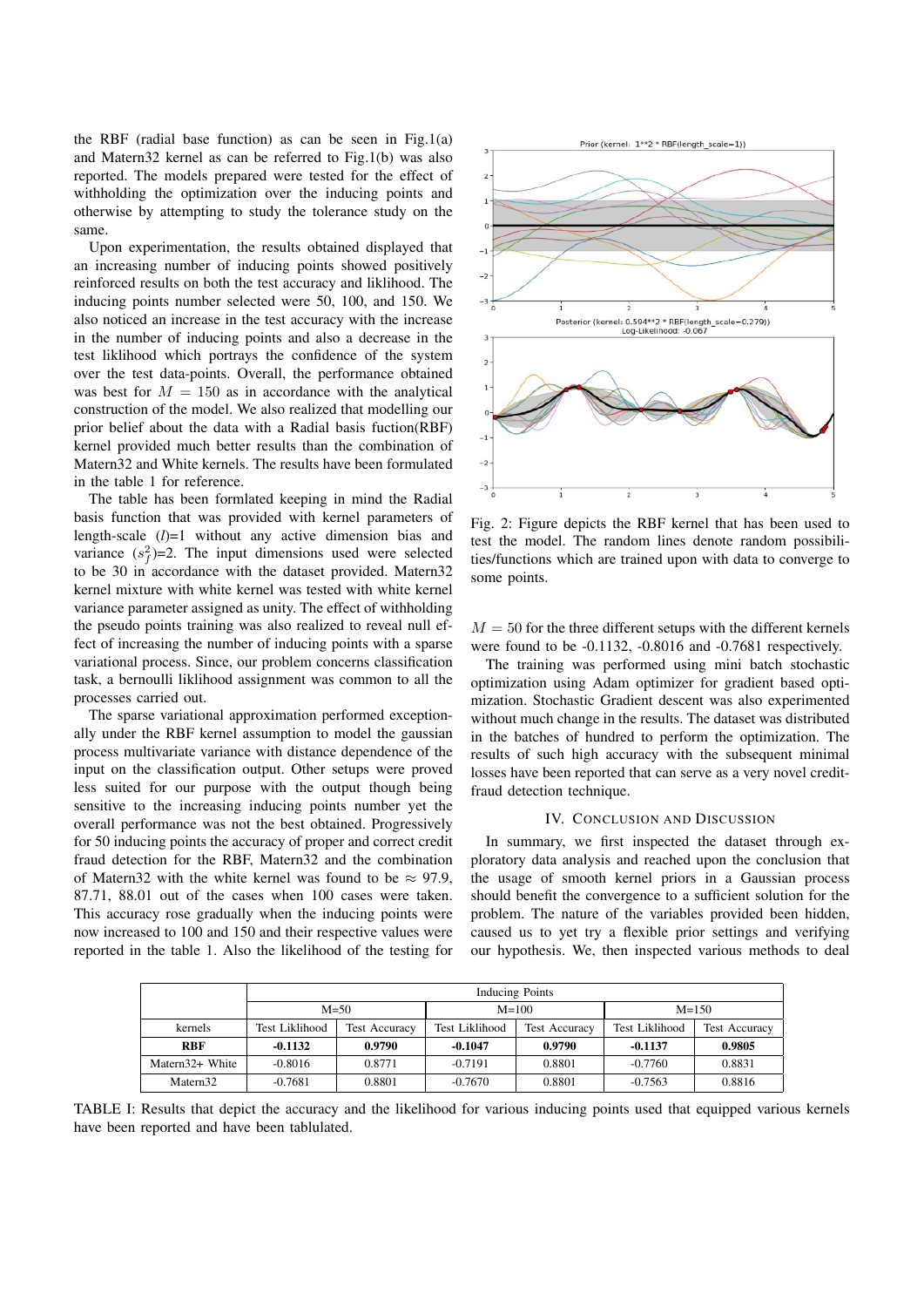the RBF (radial base function) as can be seen in Fig.1(a) and Matern32 kernel as can be referred to Fig.1(b) was also reported. The models prepared were tested for the effect of withholding the optimization over the inducing points and otherwise by attempting to study the tolerance study on the same.

Upon experimentation, the results obtained displayed that an increasing number of inducing points showed positively reinforced results on both the test accuracy and liklihood. The inducing points number selected were 50, 100, and 150. We also noticed an increase in the test accuracy with the increase in the number of inducing points and also a decrease in the test liklihood which portrays the confidence of the system over the test data-points. Overall, the performance obtained was best for $M = 150$ as in accordance with the analytical construction of the model. We also realized that modelling our prior belief about the data with a Radial basis fuction(RBF) kernel provided much better results than the combination of Matern32 and White kernels. The results have been formulated in the table 1 for reference.

The table has been formlated keeping in mind the Radial basis function that was provided with kernel parameters of length-scale $(l)$=1 without any active dimension bias and variance $(s_f^2)$=2. The input dimensions used were selected to be 30 in accordance with the dataset provided. Matern32 kernel mixture with white kernel was tested with white kernel variance parameter assigned as unity. The effect of withholding the pseudo points training was also realized to reveal null effect of increasing the number of inducing points with a sparse variational process. Since, our problem concerns classification task, a bernoulli liklihood assignment was common to all the processes carried out.

The sparse variational approximation performed exceptionally under the RBF kernel assumption to model the gaussian process multivariate variance with distance dependence of the input on the classification output. Other setups were proved less suited for our purpose with the output though being sensitive to the increasing inducing points number yet the overall performance was not the best obtained. Progressively for 50 inducing points the accuracy of proper and correct credit fraud detection for the RBF, Matern32 and the combination of Matern32 with the white kernel was found to be ≈ 97.9, 87.71, 88.01 out of the cases when 100 cases were taken. This accuracy rose gradually when the inducing points were now increased to 100 and 150 and their respective values were reported in the table 1. Also the likelihood of the testing for $M = 50$ for the three different setups with the different kernels were found to be -0.1132, -0.8016 and -0.7681 respectively.

Fig. 2: Figure depicts the RBF kernel that has been used to test the model. The random lines denote random possibilities/functions which are trained upon with data to converge to some points.

The training was performed using mini batch stochastic optimization using Adam optimizer for gradient based optimization. Stochastic Gradient descent was also experimented without much change in the results. The dataset was distributed in the batches of hundred to perform the optimization. The results of such high accuracy with the subsequent minimal losses have been reported that can serve as a very novel credit-fraud detection technique.

## IV. Conclusion and Discussion

In summary, we first inspected the dataset through exploratory data analysis and reached upon the conclusion that the usage of smooth kernel priors in a Gaussian process should benefit the convergence to a sufficient solution for the problem. The nature of the variables provided been hidden, caused us to yet try a flexible prior settings and verifying our hypothesis. We, then inspected various methods to deal

| | Inducing Points | | | | | |
|---|---|---|---|---|---|---|
| | M=50 | | M=100 | | M=150 | |
| kernels | Test Liklihood | Test Accuracy | Test Liklihood | Test Accuracy | Test Liklihood | Test Accuracy |
| **RBF** | **-0.1132** | **0.9790** | **-0.1047** | **0.9790** | **-0.1137** | **0.9805** |
| Matern32+ White | -0.8016 | 0.8771 | -0.7191 | 0.8801 | -0.7760 | 0.8831 |
| Matern32 | -0.7681 | 0.8801 | -0.7670 | 0.8801 | -0.7563 | 0.8816 |

TABLE I: Results that depict the accuracy and the likelihood for various inducing points used that equipped various kernels have been reported and have been tablulated.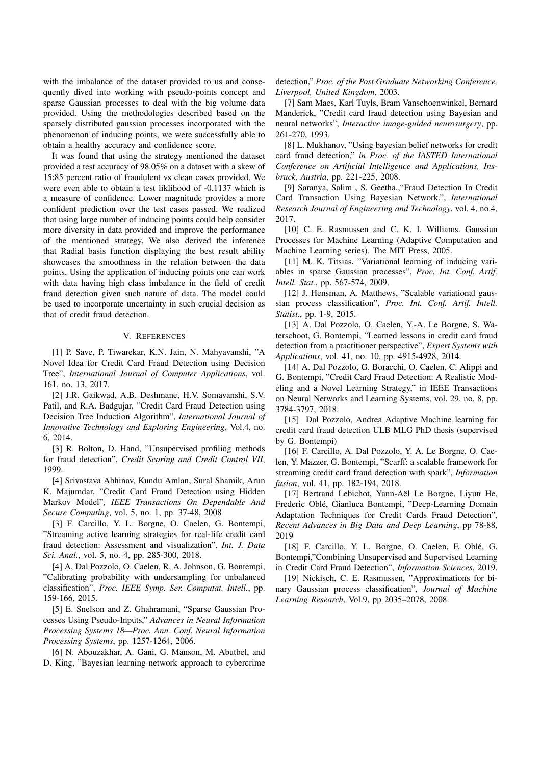with the imbalance of the dataset provided to us and consequently dived into working with pseudo-points concept and sparse Gaussian processes to deal with the big volume data provided. Using the methodologies described based on the sparsely distributed gaussian processes incorporated with the phenomenon of inducing points, we were successfully able to obtain a healthy accuracy and confidence score.

It was found that using the strategy mentioned the dataset provided a test accuracy of 98.05% on a dataset with a skew of 15:85 percent ratio of fraudulent vs clean cases provided. We were even able to obtain a test liklihood of -0.1137 which is a measure of confidence. Lower magnitude provides a more confident prediction over the test cases passed. We realized that using large number of inducing points could help consider more diversity in data provided and improve the performance of the mentioned strategy. We also derived the inference that Radial basis function displaying the best result ability showcases the smoothness in the relation between the data points. Using the application of inducing points one can work with data having high class imbalance in the field of credit fraud detection given such nature of data. The model could be used to incorporate uncertainty in such crucial decision as that of credit fraud detection.

## V. References

[1] P. Save, P. Tiwarekar, K.N. Jain, N. Mahyavanshi, "A Novel Idea for Credit Card Fraud Detection using Decision Tree", *International Journal of Computer Applications*, vol. 161, no. 13, 2017.

[2] J.R. Gaikwad, A.B. Deshmane, H.V. Somavanshi, S.V. Patil, and R.A. Badgujar, "Credit Card Fraud Detection using Decision Tree Induction Algorithm", *International Journal of Innovative Technology and Exploring Engineering*, Vol.4, no. 6, 2014.

[3] R. Bolton, D. Hand, "Unsupervised profiling methods for fraud detection", *Credit Scoring and Credit Control VII*, 1999.

[4] Srivastava Abhinav, Kundu Amlan, Sural Shamik, Arun K. Majumdar, "Credit Card Fraud Detection using Hidden Markov Model", *IEEE Transactions On Dependable And Secure Computing*, vol. 5, no. 1, pp. 37-48, 2008

[3] F. Carcillo, Y. L. Borgne, O. Caelen, G. Bontempi, "Streaming active learning strategies for real-life credit card fraud detection: Assessment and visualization", *Int. J. Data Sci. Anal.*, vol. 5, no. 4, pp. 285-300, 2018.

[4] A. Dal Pozzolo, O. Caelen, R. A. Johnson, G. Bontempi, "Calibrating probability with undersampling for unbalanced classification", *Proc. IEEE Symp. Ser. Computat. Intell.*, pp. 159-166, 2015.

[5] E. Snelson and Z. Ghahramani, "Sparse Gaussian Processes Using Pseudo-Inputs," *Advances in Neural Information Processing Systems 18—Proc. Ann. Conf. Neural Information Processing Systems*, pp. 1257-1264, 2006.

[6] N. Abouzakhar, A. Gani, G. Manson, M. Abutbel, and D. King, "Bayesian learning network approach to cybercrime detection," *Proc. of the Post Graduate Networking Conference, Liverpool, United Kingdom*, 2003.

[7] Sam Maes, Karl Tuyls, Bram Vanschoenwinkel, Bernard Manderick, "Credit card fraud detection using Bayesian and neural networks", *Interactive image-guided neurosurgery*, pp. 261-270, 1993.

[8] L. Mukhanov, "Using bayesian belief networks for credit card fraud detection," *in Proc. of the IASTED International Conference on Artificial Intelligence and Applications, Insbruck, Austria*, pp. 221-225, 2008.

[9] Saranya, Salim , S. Geetha.,"Fraud Detection In Credit Card Transaction Using Bayesian Network.", *International Research Journal of Engineering and Technology*, vol. 4, no.4, 2017.

[10] C. E. Rasmussen and C. K. I. Williams. Gaussian Processes for Machine Learning (Adaptive Computation and Machine Learning series). The MIT Press, 2005.

[11] M. K. Titsias, "Variational learning of inducing variables in sparse Gaussian processes", *Proc. Int. Conf. Artif. Intell. Stat.*, pp. 567-574, 2009.

[12] J. Hensman, A. Matthews, "Scalable variational gaussian process classification", *Proc. Int. Conf. Artif. Intell. Statist.*, pp. 1-9, 2015.

[13] A. Dal Pozzolo, O. Caelen, Y.-A. Le Borgne, S. Waterschoot, G. Bontempi, "Learned lessons in credit card fraud detection from a practitioner perspective", *Expert Systems with Applications*, vol. 41, no. 10, pp. 4915-4928, 2014.

[14] A. Dal Pozzolo, G. Boracchi, O. Caelen, C. Alippi and G. Bontempi, "Credit Card Fraud Detection: A Realistic Modeling and a Novel Learning Strategy," in IEEE Transactions on Neural Networks and Learning Systems, vol. 29, no. 8, pp. 3784-3797, 2018.

[15] Dal Pozzolo, Andrea Adaptive Machine learning for credit card fraud detection ULB MLG PhD thesis (supervised by G. Bontempi)

[16] F. Carcillo, A. Dal Pozzolo, Y. A. Le Borgne, O. Caelen, Y. Mazzer, G. Bontempi, "Scarff: a scalable framework for streaming credit card fraud detection with spark", *Information fusion*, vol. 41, pp. 182-194, 2018.

[17] Bertrand Lebichot, Yann-Aël Le Borgne, Liyun He, Frederic Oblé, Gianluca Bontempi, "Deep-Learning Domain Adaptation Techniques for Credit Cards Fraud Detection", *Recent Advances in Big Data and Deep Learning*, pp 78-88, 2019

[18] F. Carcillo, Y. L. Borgne, O. Caelen, F. Oblé, G. Bontempi,"Combining Unsupervised and Supervised Learning in Credit Card Fraud Detection", *Information Sciences*, 2019.

[19] Nickisch, C. E. Rasmussen, "Approximations for binary Gaussian process classification", *Journal of Machine Learning Research*, Vol.9, pp 2035–2078, 2008.